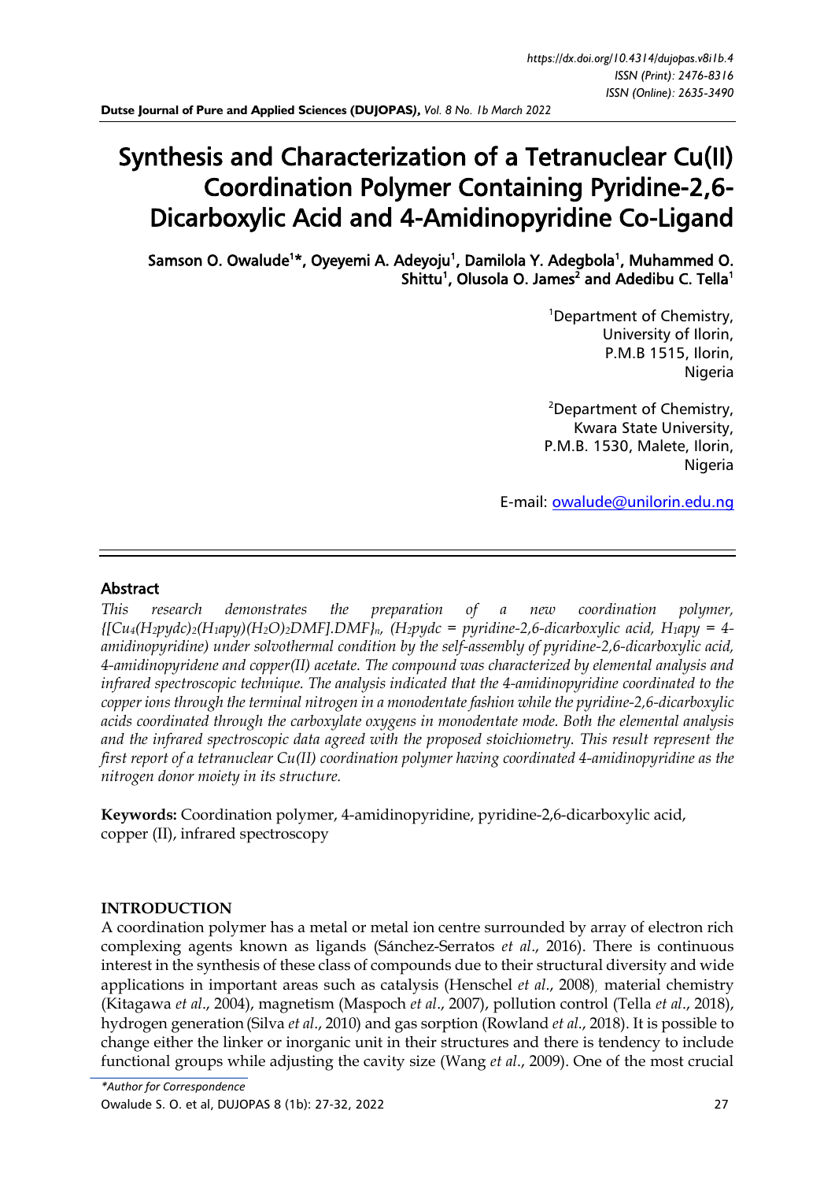# Synthesis and Characterization of a Tetranuclear Cu(II) Coordination Polymer Containing Pyridine-2,6-Dicarboxylic Acid and 4-Amidinopyridine Co-Ligand

**Samson O. Owalude[1]\*, Oyeyemi A. Adeyoju[1], Damilola Y. Adegbola[1], Muhammed O. Shittu[1], Olusola O. James[2] and Adedibu C. Tella[1]**

[1]Department of Chemistry, University of Ilorin, P.M.B 1515, Ilorin, Nigeria

[2]Department of Chemistry, Kwara State University, P.M.B. 1530, Malete, Ilorin, Nigeria

E-mail: owalude@unilorin.edu.ng

## Abstract

*This research demonstrates the preparation of a new coordination polymer, $\{[Cu_4(H_2pydc)_2(H_1apy)(H_2O)_2DMF].DMF\}_n$, ($H_2pydc$ = pyridine-2,6-dicarboxylic acid, $H_1apy$ = 4-amidinopyridine) under solvothermal condition by the self-assembly of pyridine-2,6-dicarboxylic acid, 4-amidinopyridene and copper(II) acetate. The compound was characterized by elemental analysis and infrared spectroscopic technique. The analysis indicated that the 4-amidinopyridine coordinated to the copper ions through the terminal nitrogen in a monodentate fashion while the pyridine-2,6-dicarboxylic acids coordinated through the carboxylate oxygens in monodentate mode. Both the elemental analysis and the infrared spectroscopic data agreed with the proposed stoichiometry. This result represent the first report of a tetranuclear Cu(II) coordination polymer having coordinated 4-amidinopyridine as the nitrogen donor moiety in its structure.*

**Keywords:** Coordination polymer, 4-amidinopyridine, pyridine-2,6-dicarboxylic acid, copper (II), infrared spectroscopy

## INTRODUCTION

A coordination polymer has a metal or metal ion centre surrounded by array of electron rich complexing agents known as ligands (Sánchez-Serratos *et al*., 2016). There is continuous interest in the synthesis of these class of compounds due to their structural diversity and wide applications in important areas such as catalysis (Henschel *et al*., 2008), material chemistry (Kitagawa *et al*., 2004), magnetism (Maspoch *et al*., 2007), pollution control (Tella *et al*., 2018), hydrogen generation (Silva *et al*., 2010) and gas sorption (Rowland *et al*., 2018). It is possible to change either the linker or inorganic unit in their structures and there is tendency to include functional groups while adjusting the cavity size (Wang *et al*., 2009). One of the most crucial

*\*Author for Correspondence*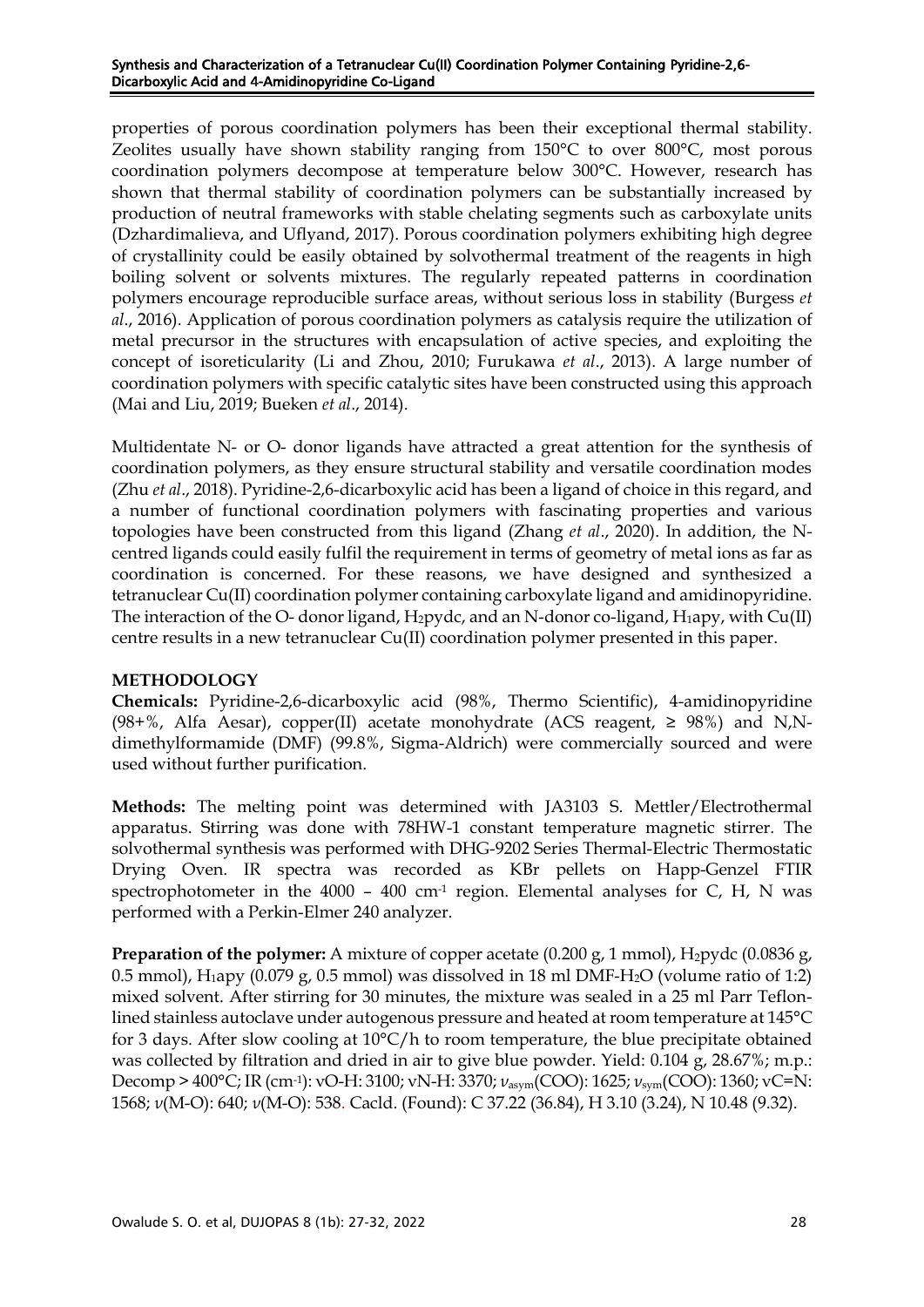properties of porous coordination polymers has been their exceptional thermal stability. Zeolites usually have shown stability ranging from 150°C to over 800°C, most porous coordination polymers decompose at temperature below 300°C. However, research has shown that thermal stability of coordination polymers can be substantially increased by production of neutral frameworks with stable chelating segments such as carboxylate units (Dzhardimalieva, and Uflyand, 2017). Porous coordination polymers exhibiting high degree of crystallinity could be easily obtained by solvothermal treatment of the reagents in high boiling solvent or solvents mixtures. The regularly repeated patterns in coordination polymers encourage reproducible surface areas, without serious loss in stability (Burgess *et al*., 2016). Application of porous coordination polymers as catalysis require the utilization of metal precursor in the structures with encapsulation of active species, and exploiting the concept of isoreticularity (Li and Zhou, 2010; Furukawa *et al*., 2013). A large number of coordination polymers with specific catalytic sites have been constructed using this approach (Mai and Liu, 2019; Bueken *et al*., 2014).

Multidentate N- or O- donor ligands have attracted a great attention for the synthesis of coordination polymers, as they ensure structural stability and versatile coordination modes (Zhu *et al*., 2018). Pyridine-2,6-dicarboxylic acid has been a ligand of choice in this regard, and a number of functional coordination polymers with fascinating properties and various topologies have been constructed from this ligand (Zhang *et al*., 2020). In addition, the N-centred ligands could easily fulfil the requirement in terms of geometry of metal ions as far as coordination is concerned. For these reasons, we have designed and synthesized a tetranuclear Cu(II) coordination polymer containing carboxylate ligand and amidinopyridine. The interaction of the O- donor ligand, $H_2$pydc, and an N-donor co-ligand, $H_1$apy, with Cu(II) centre results in a new tetranuclear Cu(II) coordination polymer presented in this paper.

## METHODOLOGY

**Chemicals:** Pyridine-2,6-dicarboxylic acid (98%, Thermo Scientific), 4-amidinopyridine (98+%, Alfa Aesar), copper(II) acetate monohydrate (ACS reagent, ≥ 98%) and N,N-dimethylformamide (DMF) (99.8%, Sigma-Aldrich) were commercially sourced and were used without further purification.

**Methods:** The melting point was determined with JA3103 S. Mettler/Electrothermal apparatus. Stirring was done with 78HW-1 constant temperature magnetic stirrer. The solvothermal synthesis was performed with DHG-9202 Series Thermal-Electric Thermostatic Drying Oven. IR spectra was recorded as KBr pellets on Happ-Genzel FTIR spectrophotometer in the 4000 – 400 $cm^{-1}$ region. Elemental analyses for C, H, N was performed with a Perkin-Elmer 240 analyzer.

**Preparation of the polymer:** A mixture of copper acetate (0.200 g, 1 mmol), $H_2$pydc (0.0836 g, 0.5 mmol), $H_1$apy (0.079 g, 0.5 mmol) was dissolved in 18 ml DMF-$H_2O$ (volume ratio of 1:2) mixed solvent. After stirring for 30 minutes, the mixture was sealed in a 25 ml Parr Teflon-lined stainless autoclave under autogenous pressure and heated at room temperature at 145°C for 3 days. After slow cooling at 10°C/h to room temperature, the blue precipitate obtained was collected by filtration and dried in air to give blue powder. Yield: 0.104 g, 28.67%; m.p.: Decomp > 400°C; IR ($cm^{-1}$): νO-H: 3100; νN-H: 3370; $\nu_{asym}$(COO): 1625; $\nu_{sym}$(COO): 1360; νC=N: 1568; ν(M-O): 640; ν(M-O): 538. Cacld. (Found): C 37.22 (36.84), H 3.10 (3.24), N 10.48 (9.32).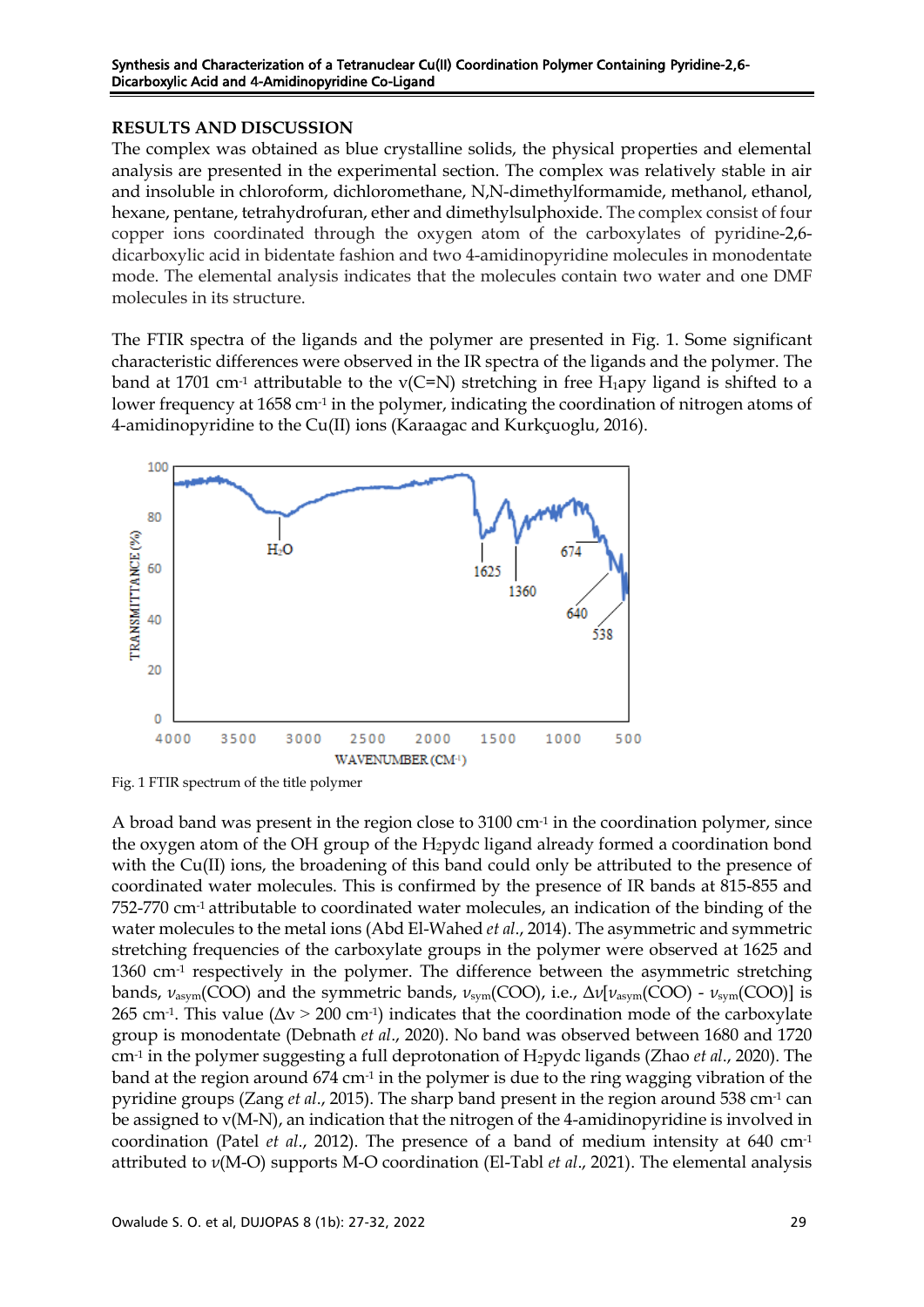## RESULTS AND DISCUSSION

The complex was obtained as blue crystalline solids, the physical properties and elemental analysis are presented in the experimental section. The complex was relatively stable in air and insoluble in chloroform, dichloromethane, N,N-dimethylformamide, methanol, ethanol, hexane, pentane, tetrahydrofuran, ether and dimethylsulphoxide. The complex consist of four copper ions coordinated through the oxygen atom of the carboxylates of pyridine-2,6-dicarboxylic acid in bidentate fashion and two 4-amidinopyridine molecules in monodentate mode. The elemental analysis indicates that the molecules contain two water and one DMF molecules in its structure.

The FTIR spectra of the ligands and the polymer are presented in Fig. 1. Some significant characteristic differences were observed in the IR spectra of the ligands and the polymer. The band at 1701 cm$^{-1}$ attributable to the ν(C=N) stretching in free $H_1$apy ligand is shifted to a lower frequency at 1658 cm$^{-1}$ in the polymer, indicating the coordination of nitrogen atoms of 4-amidinopyridine to the Cu(II) ions (Karaagac and Kurkçuoglu, 2016).

Fig. 1 FTIR spectrum of the title polymer

A broad band was present in the region close to 3100 cm$^{-1}$ in the coordination polymer, since the oxygen atom of the OH group of the $H_2$pydc ligand already formed a coordination bond with the Cu(II) ions, the broadening of this band could only be attributed to the presence of coordinated water molecules. This is confirmed by the presence of IR bands at 815-855 and 752-770 cm$^{-1}$ attributable to coordinated water molecules, an indication of the binding of the water molecules to the metal ions (Abd El-Wahed *et al*., 2014). The asymmetric and symmetric stretching frequencies of the carboxylate groups in the polymer were observed at 1625 and 1360 cm$^{-1}$ respectively in the polymer. The difference between the asymmetric stretching bands, $\nu_{asym}$(COO) and the symmetric bands, $\nu_{sym}$(COO), i.e., $\Delta\nu[\nu_{asym}(COO) - \nu_{sym}(COO)]$ is 265 cm$^{-1}$. This value ($\Delta\nu > 200$ cm$^{-1}$) indicates that the coordination mode of the carboxylate group is monodentate (Debnath *et al*., 2020). No band was observed between 1680 and 1720 cm$^{-1}$ in the polymer suggesting a full deprotonation of $H_2$pydc ligands (Zhao *et al*., 2020). The band at the region around 674 cm$^{-1}$ in the polymer is due to the ring wagging vibration of the pyridine groups (Zang *et al*., 2015). The sharp band present in the region around 538 cm$^{-1}$ can be assigned to ν(M-N), an indication that the nitrogen of the 4-amidinopyridine is involved in coordination (Patel *et al*., 2012). The presence of a band of medium intensity at 640 cm$^{-1}$ attributed to $\nu$(M-O) supports M-O coordination (El-Tabl *et al*., 2021). The elemental analysis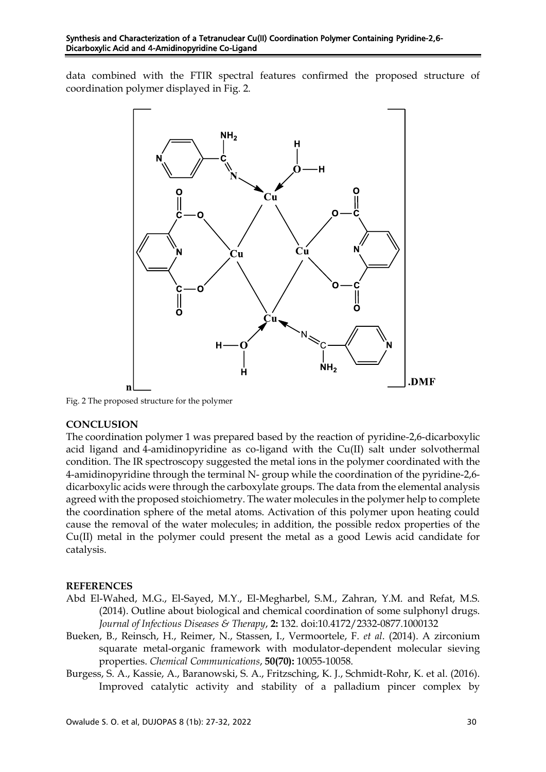data combined with the FTIR spectral features confirmed the proposed structure of coordination polymer displayed in Fig. 2.

Fig. 2 The proposed structure for the polymer

## CONCLUSION

The coordination polymer 1 was prepared based by the reaction of pyridine-2,6-dicarboxylic acid ligand and 4-amidinopyridine as co-ligand with the Cu(II) salt under solvothermal condition. The IR spectroscopy suggested the metal ions in the polymer coordinated with the 4-amidinopyridine through the terminal N- group while the coordination of the pyridine-2,6-dicarboxylic acids were through the carboxylate groups. The data from the elemental analysis agreed with the proposed stoichiometry. The water molecules in the polymer help to complete the coordination sphere of the metal atoms. Activation of this polymer upon heating could cause the removal of the water molecules; in addition, the possible redox properties of the Cu(II) metal in the polymer could present the metal as a good Lewis acid candidate for catalysis.

## REFERENCES

Abd El-Wahed, M.G., El-Sayed, M.Y., El-Megharbel, S.M., Zahran, Y.M. and Refat, M.S. (2014). Outline about biological and chemical coordination of some sulphonyl drugs. *Journal of Infectious Diseases & Therapy*, **2:** 132. doi:10.4172/2332-0877.1000132

Bueken, B., Reinsch, H., Reimer, N., Stassen, I., Vermoortele, F. *et al*. (2014). A zirconium squarate metal-organic framework with modulator-dependent molecular sieving properties. *Chemical Communications*, **50(70):** 10055-10058.

Burgess, S. A., Kassie, A., Baranowski, S. A., Fritzsching, K. J., Schmidt-Rohr, K. et al. (2016). Improved catalytic activity and stability of a palladium pincer complex by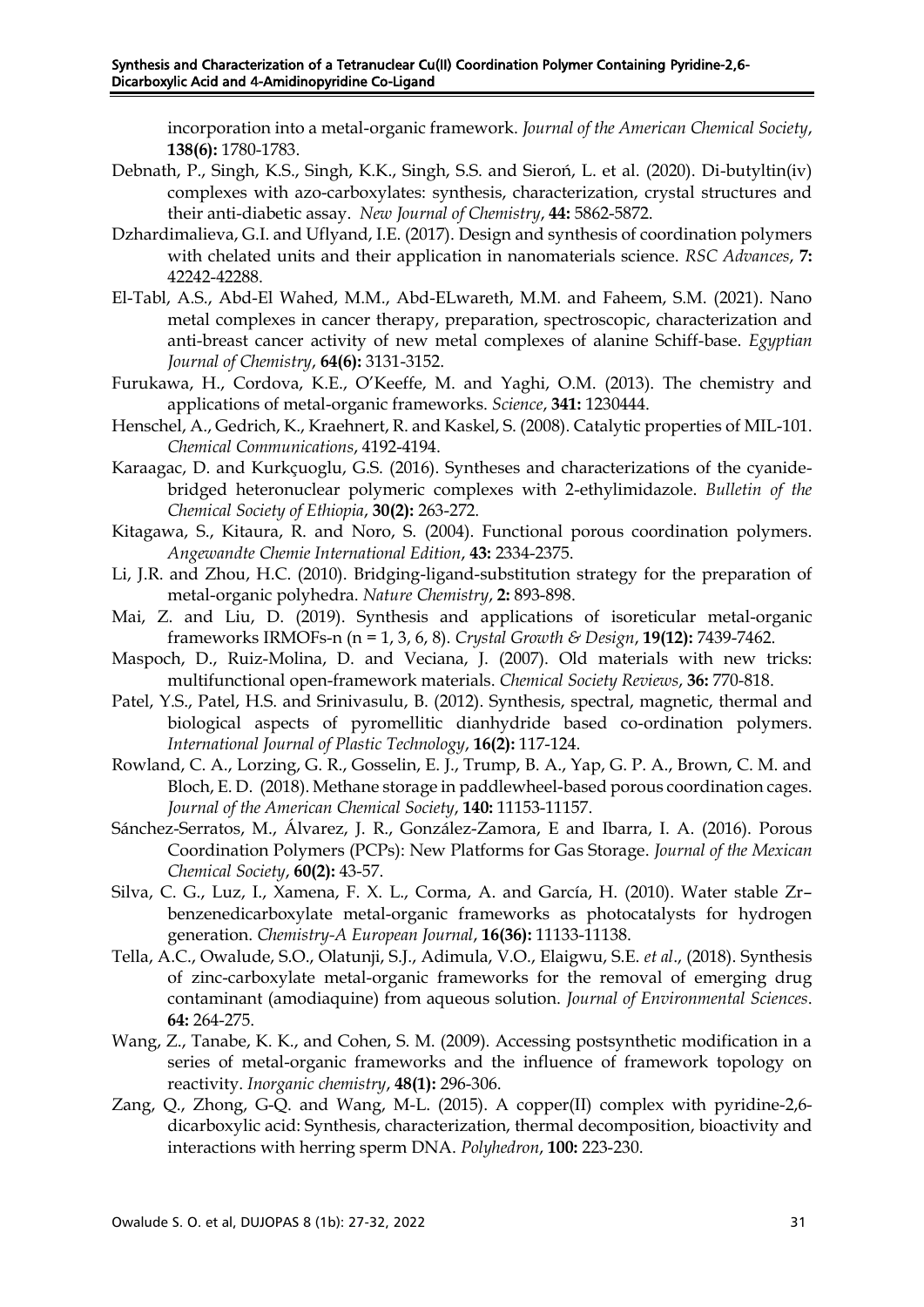incorporation into a metal-organic framework. *Journal of the American Chemical Society*, **138(6):** 1780-1783.

Debnath, P., Singh, K.S., Singh, K.K., Singh, S.S. and Sieroń, L. et al. (2020). Di-butyltin(iv) complexes with azo-carboxylates: synthesis, characterization, crystal structures and their anti-diabetic assay. *New Journal of Chemistry*, **44:** 5862-5872.

Dzhardimalieva, G.I. and Uflyand, I.E. (2017). Design and synthesis of coordination polymers with chelated units and their application in nanomaterials science. *RSC Advances*, **7:** 42242-42288.

El-Tabl, A.S., Abd-El Wahed, M.M., Abd-ELwareth, M.M. and Faheem, S.M. (2021). Nano metal complexes in cancer therapy, preparation, spectroscopic, characterization and anti-breast cancer activity of new metal complexes of alanine Schiff-base. *Egyptian Journal of Chemistry*, **64(6):** 3131-3152.

Furukawa, H., Cordova, K.E., O'Keeffe, M. and Yaghi, O.M. (2013). The chemistry and applications of metal-organic frameworks. *Science*, **341:** 1230444.

Henschel, A., Gedrich, K., Kraehnert, R. and Kaskel, S. (2008). Catalytic properties of MIL-101. *Chemical Communications*, 4192-4194.

Karaagac, D. and Kurkçuoglu, G.S. (2016). Syntheses and characterizations of the cyanide-bridged heteronuclear polymeric complexes with 2-ethylimidazole. *Bulletin of the Chemical Society of Ethiopia*, **30(2):** 263-272.

Kitagawa, S., Kitaura, R. and Noro, S. (2004). Functional porous coordination polymers. *Angewandte Chemie International Edition*, **43:** 2334-2375.

Li, J.R. and Zhou, H.C. (2010). Bridging-ligand-substitution strategy for the preparation of metal-organic polyhedra. *Nature Chemistry*, **2:** 893-898.

Mai, Z. and Liu, D. (2019). Synthesis and applications of isoreticular metal-organic frameworks IRMOFs-n (n = 1, 3, 6, 8). *Crystal Growth & Design*, **19(12):** 7439-7462.

Maspoch, D., Ruiz-Molina, D. and Veciana, J. (2007). Old materials with new tricks: multifunctional open-framework materials. *Chemical Society Reviews*, **36:** 770-818.

Patel, Y.S., Patel, H.S. and Srinivasulu, B. (2012). Synthesis, spectral, magnetic, thermal and biological aspects of pyromellitic dianhydride based co-ordination polymers. *International Journal of Plastic Technology*, **16(2):** 117-124.

Rowland, C. A., Lorzing, G. R., Gosselin, E. J., Trump, B. A., Yap, G. P. A., Brown, C. M. and Bloch, E. D. (2018). Methane storage in paddlewheel-based porous coordination cages. *Journal of the American Chemical Society*, **140:** 11153-11157.

Sánchez-Serratos, M., Álvarez, J. R., González-Zamora, E and Ibarra, I. A. (2016). Porous Coordination Polymers (PCPs): New Platforms for Gas Storage. *Journal of the Mexican Chemical Society*, **60(2):** 43-57.

Silva, C. G., Luz, I., Xamena, F. X. L., Corma, A. and García, H. (2010). Water stable Zr–benzenedicarboxylate metal-organic frameworks as photocatalysts for hydrogen generation. *Chemistry-A European Journal*, **16(36):** 11133-11138.

Tella, A.C., Owalude, S.O., Olatunji, S.J., Adimula, V.O., Elaigwu, S.E. *et al*., (2018). Synthesis of zinc-carboxylate metal-organic frameworks for the removal of emerging drug contaminant (amodiaquine) from aqueous solution. *Journal of Environmental Sciences*. **64:** 264-275.

Wang, Z., Tanabe, K. K., and Cohen, S. M. (2009). Accessing postsynthetic modification in a series of metal-organic frameworks and the influence of framework topology on reactivity. *Inorganic chemistry*, **48(1):** 296-306.

Zang, Q., Zhong, G-Q. and Wang, M-L. (2015). A copper(II) complex with pyridine-2,6-dicarboxylic acid: Synthesis, characterization, thermal decomposition, bioactivity and interactions with herring sperm DNA. *Polyhedron*, **100:** 223-230.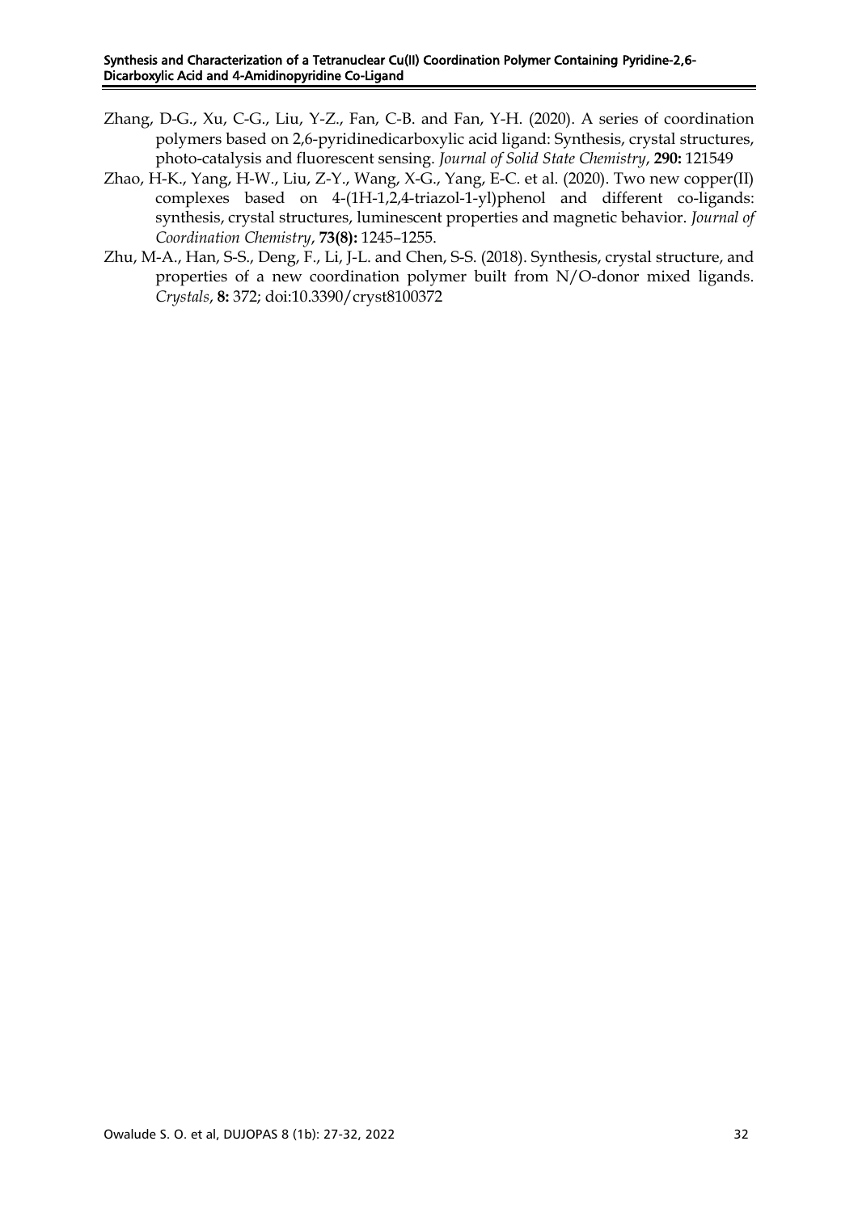Zhang, D-G., Xu, C-G., Liu, Y-Z., Fan, C-B. and Fan, Y-H. (2020). A series of coordination polymers based on 2,6-pyridinedicarboxylic acid ligand: Synthesis, crystal structures, photo-catalysis and fluorescent sensing. *Journal of Solid State Chemistry*, **290:** 121549

Zhao, H-K., Yang, H-W., Liu, Z-Y., Wang, X-G., Yang, E-C. et al. (2020). Two new copper(II) complexes based on 4-(1H-1,2,4-triazol-1-yl)phenol and different co-ligands: synthesis, crystal structures, luminescent properties and magnetic behavior. *Journal of Coordination Chemistry*, **73(8):** 1245–1255.

Zhu, M-A., Han, S-S., Deng, F., Li, J-L. and Chen, S-S. (2018). Synthesis, crystal structure, and properties of a new coordination polymer built from N/O-donor mixed ligands. *Crystals*, **8:** 372; doi:10.3390/cryst8100372